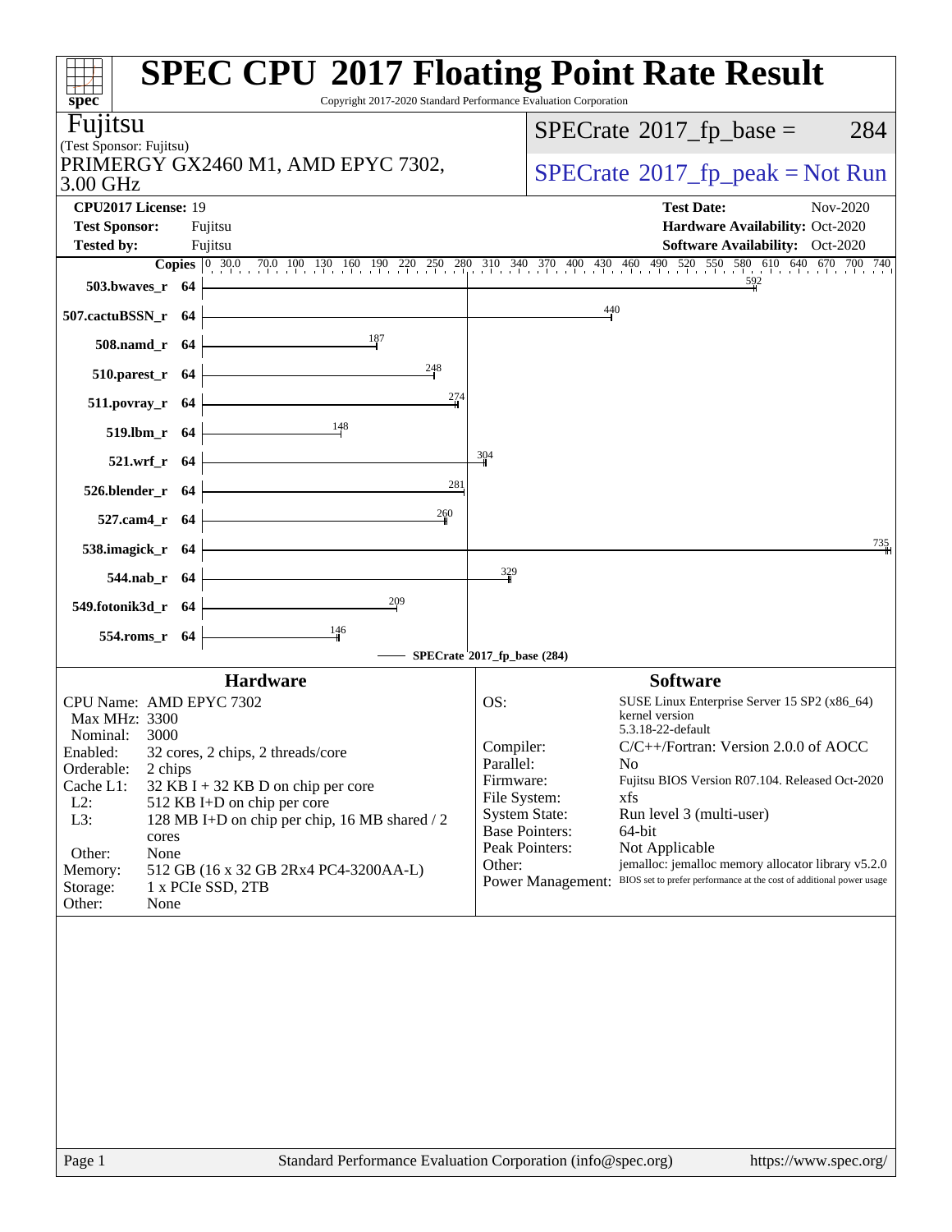# SPEC CPU 2017 Floating Point Rate Result

Copyright 2017-2020 Standard Performance Evaluation Corporation

**Fujitsu**
(Test Sponsor: Fujitsu)
PRIMERGY GX2460 M1, AMD EPYC 7302, 3.00 GHz

SPECrate 2017_fp_base = 284
SPECrate 2017_fp_peak = Not Run

| | | | |
|---|---|---|---|
| **CPU2017 License:** | 19 | **Test Date:** | Nov-2020 |
| **Test Sponsor:** | Fujitsu | **Hardware Availability:** | Oct-2020 |
| **Tested by:** | Fujitsu | **Software Availability:** | Oct-2020 |

| Benchmark | Copies | SPECrate 2017_fp_base |
|---|---|---|
| 503.bwaves_r | 64 | 592 |
| 507.cactuBSSN_r | 64 | 440 |
| 508.namd_r | 64 | 187 |
| 510.parest_r | 64 | 248 |
| 511.povray_r | 64 | 274 |
| 519.lbm_r | 64 | 148 |
| 521.wrf_r | 64 | 304 |
| 526.blender_r | 64 | 281 |
| 527.cam4_r | 64 | 260 |
| 538.imagick_r | 64 | 735 |
| 544.nab_r | 64 | 329 |
| 549.fotonik3d_r | 64 | 209 |
| 554.roms_r | 64 | 146 |

SPECrate 2017_fp_base (284)

## Hardware

- CPU Name: AMD EPYC 7302
- Max MHz: 3300
- Nominal: 3000
- Enabled: 32 cores, 2 chips, 2 threads/core
- Orderable: 2 chips
- Cache L1: 32 KB I + 32 KB D on chip per core
- L2: 512 KB I+D on chip per core
- L3: 128 MB I+D on chip per chip, 16 MB shared / 2 cores
- Other: None
- Memory: 512 GB (16 x 32 GB 2Rx4 PC4-3200AA-L)
- Storage: 1 x PCIe SSD, 2TB
- Other: None

## Software

- OS: SUSE Linux Enterprise Server 15 SP2 (x86_64) kernel version 5.3.18-22-default
- Compiler: C/C++/Fortran: Version 2.0.0 of AOCC
- Parallel: No
- Firmware: Fujitsu BIOS Version R07.104. Released Oct-2020
- File System: xfs
- System State: Run level 3 (multi-user)
- Base Pointers: 64-bit
- Peak Pointers: Not Applicable
- Other: jemalloc: jemalloc memory allocator library v5.2.0
- Power Management: BIOS set to prefer performance at the cost of additional power usage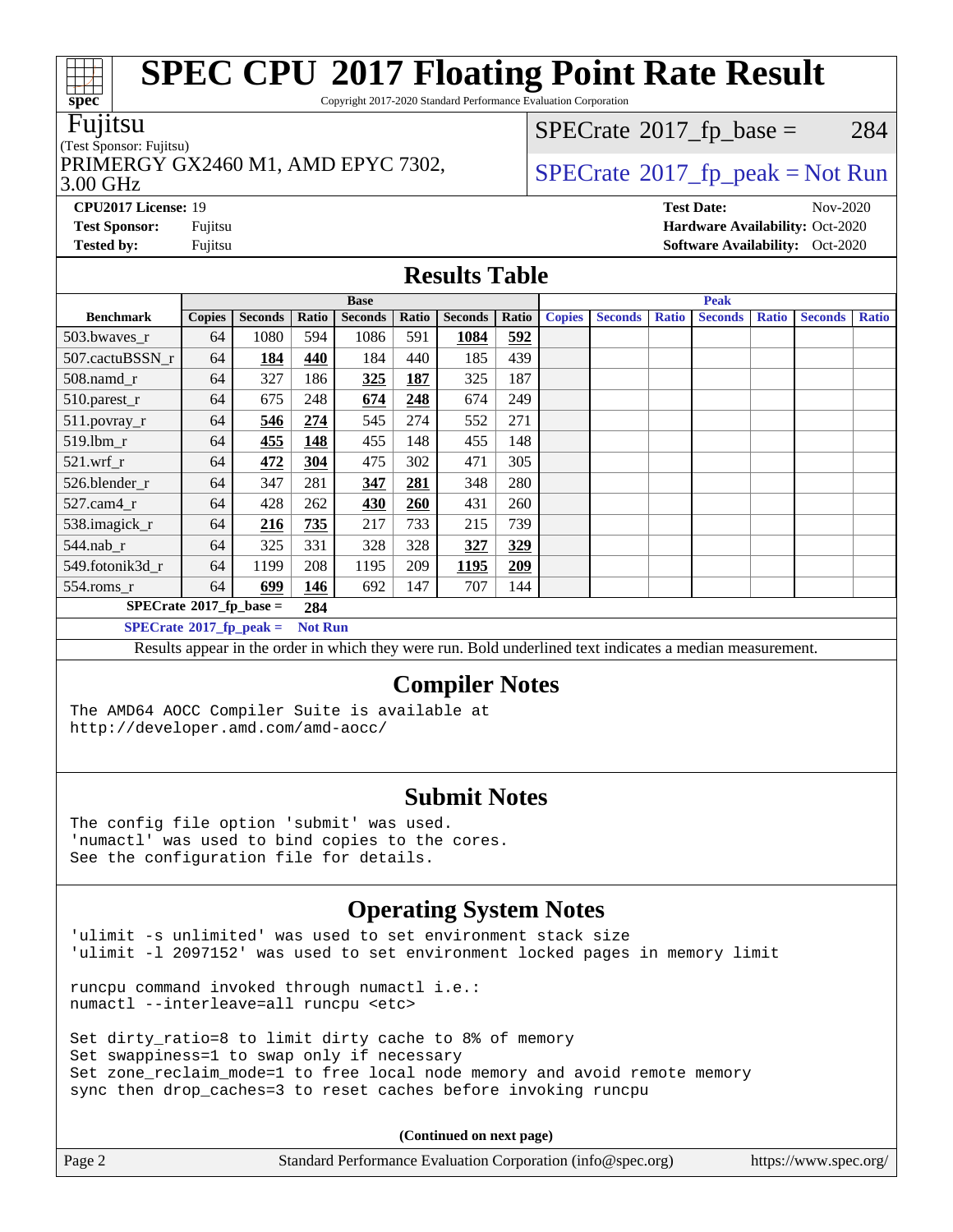# SPEC CPU 2017 Floating Point Rate Result

Copyright 2017-2020 Standard Performance Evaluation Corporation

**Fujitsu**
(Test Sponsor: Fujitsu)
PRIMERGY GX2460 M1, AMD EPYC 7302, 3.00 GHz

SPECrate 2017_fp_base = 284

SPECrate 2017_fp_peak = Not Run

**CPU2017 License:** 19
**Test Sponsor:** Fujitsu
**Tested by:** Fujitsu

**Test Date:** Nov-2020
**Hardware Availability:** Oct-2020
**Software Availability:** Oct-2020

## Results Table

| Benchmark | Base | | | | | | | Peak | | | | | | |
|---|---|---|---|---|---|---|---|---|---|---|---|---|---|---|
| | Copies | Seconds | Ratio | Seconds | Ratio | Seconds | Ratio | Copies | Seconds | Ratio | Seconds | Ratio | Seconds | Ratio |
| 503.bwaves_r | 64 | 1080 | 594 | 1086 | 591 | **1084** | **592** | | | | | | | |
| 507.cactuBSSN_r | 64 | **184** | **440** | 184 | 440 | 185 | 439 | | | | | | | |
| 508.namd_r | 64 | 327 | 186 | **325** | **187** | 325 | 187 | | | | | | | |
| 510.parest_r | 64 | 675 | 248 | **674** | **248** | 674 | 249 | | | | | | | |
| 511.povray_r | 64 | **546** | **274** | 545 | 274 | 552 | 271 | | | | | | | |
| 519.lbm_r | 64 | **455** | **148** | 455 | 148 | 455 | 148 | | | | | | | |
| 521.wrf_r | 64 | **472** | **304** | 475 | 302 | 471 | 305 | | | | | | | |
| 526.blender_r | 64 | 347 | 281 | **347** | **281** | 348 | 280 | | | | | | | |
| 527.cam4_r | 64 | 428 | 262 | **430** | **260** | 431 | 260 | | | | | | | |
| 538.imagick_r | 64 | **216** | **735** | 217 | 733 | 215 | 739 | | | | | | | |
| 544.nab_r | 64 | 325 | 331 | 328 | 328 | **327** | **329** | | | | | | | |
| 549.fotonik3d_r | 64 | 1199 | 208 | 1195 | 209 | **1195** | **209** | | | | | | | |
| 554.roms_r | 64 | **699** | **146** | 692 | 147 | 707 | 144 | | | | | | | |

**SPECrate 2017_fp_base = 284**

**SPECrate 2017_fp_peak = Not Run**

Results appear in the order in which they were run. Bold underlined text indicates a median measurement.

## Compiler Notes

```
The AMD64 AOCC Compiler Suite is available at
http://developer.amd.com/amd-aocc/
```

## Submit Notes

```
The config file option 'submit' was used.
'numactl' was used to bind copies to the cores.
See the configuration file for details.
```

## Operating System Notes

```
'ulimit -s unlimited' was used to set environment stack size
'ulimit -l 2097152' was used to set environment locked pages in memory limit

runcpu command invoked through numactl i.e.:
numactl --interleave=all runcpu <etc>

Set dirty_ratio=8 to limit dirty cache to 8% of memory
Set swappiness=1 to swap only if necessary
Set zone_reclaim_mode=1 to free local node memory and avoid remote memory
sync then drop_caches=3 to reset caches before invoking runcpu
```

**(Continued on next page)**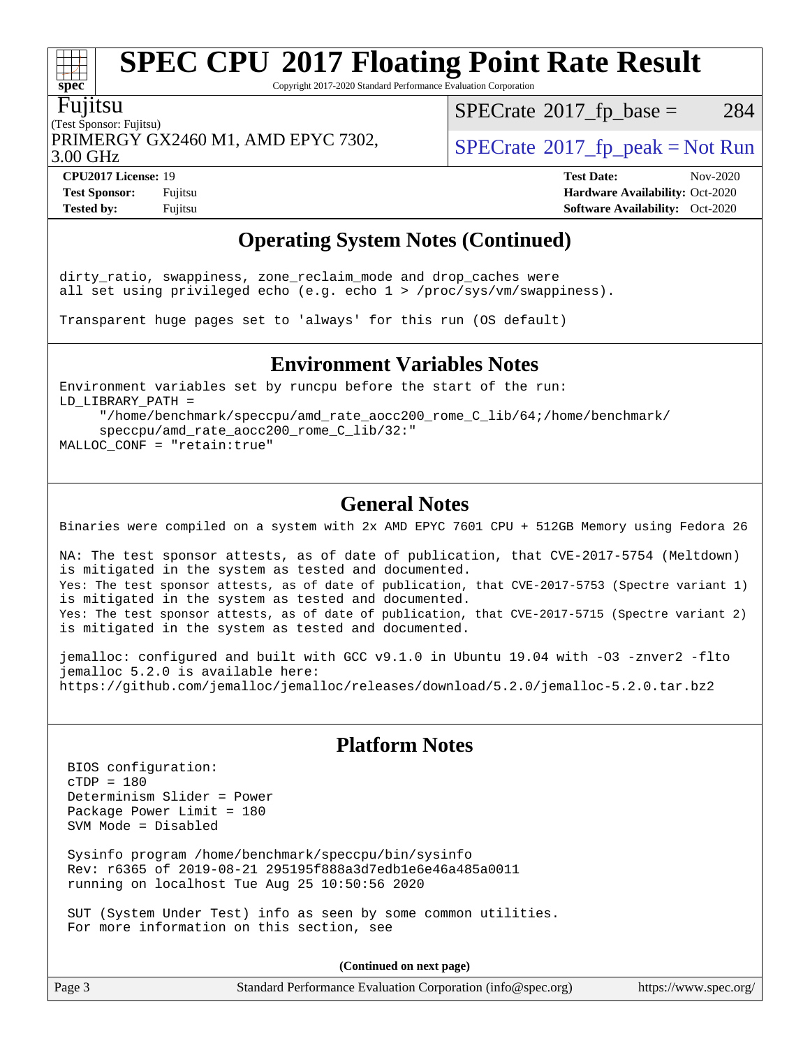## Operating System Notes (Continued)

```
dirty_ratio, swappiness, zone_reclaim_mode and drop_caches were
all set using privileged echo (e.g. echo 1 > /proc/sys/vm/swappiness).

Transparent huge pages set to 'always' for this run (OS default)
```

## Environment Variables Notes

```
Environment variables set by runcpu before the start of the run:
LD_LIBRARY_PATH =
     "/home/benchmark/speccpu/amd_rate_aocc200_rome_C_lib/64;/home/benchmark/
     speccpu/amd_rate_aocc200_rome_C_lib/32:"
MALLOC_CONF = "retain:true"
```

## General Notes

```
Binaries were compiled on a system with 2x AMD EPYC 7601 CPU + 512GB Memory using Fedora 26

NA: The test sponsor attests, as of date of publication, that CVE-2017-5754 (Meltdown)
is mitigated in the system as tested and documented.
Yes: The test sponsor attests, as of date of publication, that CVE-2017-5753 (Spectre variant 1)
is mitigated in the system as tested and documented.
Yes: The test sponsor attests, as of date of publication, that CVE-2017-5715 (Spectre variant 2)
is mitigated in the system as tested and documented.

jemalloc: configured and built with GCC v9.1.0 in Ubuntu 19.04 with -O3 -znver2 -flto
jemalloc 5.2.0 is available here:
https://github.com/jemalloc/jemalloc/releases/download/5.2.0/jemalloc-5.2.0.tar.bz2
```

## Platform Notes

```
BIOS configuration:
cTDP = 180
Determinism Slider = Power
Package Power Limit = 180
SVM Mode = Disabled

Sysinfo program /home/benchmark/speccpu/bin/sysinfo
Rev: r6365 of 2019-08-21 295195f888a3d7edb1e6e46a485a0011
running on localhost Tue Aug 25 10:50:56 2020

SUT (System Under Test) info as seen by some common utilities.
For more information on this section, see
```

**(Continued on next page)**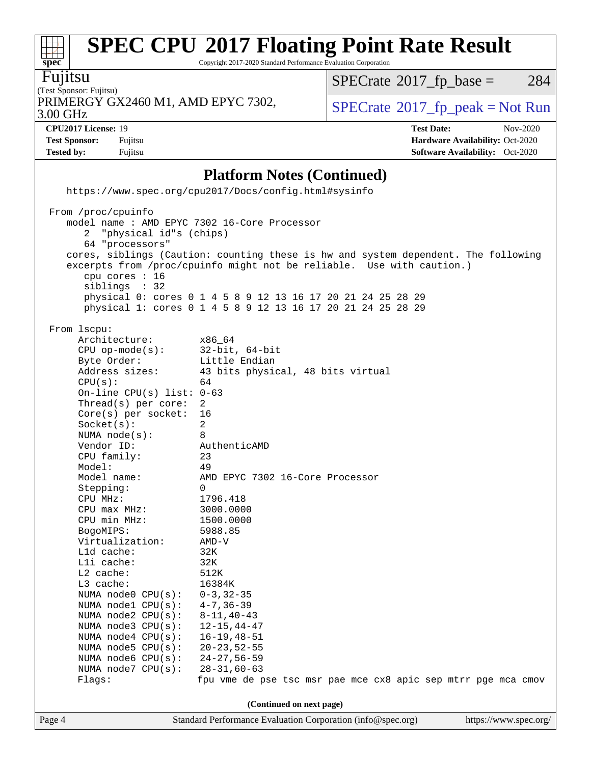# SPEC CPU 2017 Floating Point Rate Result

Copyright 2017-2020 Standard Performance Evaluation Corporation

**Fujitsu**

(Test Sponsor: Fujitsu)

PRIMERGY GX2460 M1, AMD EPYC 7302, 3.00 GHz

SPECrate 2017_fp_base = 284

SPECrate 2017_fp_peak = Not Run

**CPU2017 License:** 19

**Test Sponsor:** Fujitsu

**Tested by:** Fujitsu

**Test Date:** Nov-2020

**Hardware Availability:** Oct-2020

**Software Availability:** Oct-2020

## Platform Notes (Continued)

```
   https://www.spec.org/cpu2017/Docs/config.html#sysinfo

 From /proc/cpuinfo
    model name : AMD EPYC 7302 16-Core Processor
       2  "physical id"s (chips)
       64 "processors"
    cores, siblings (Caution: counting these is hw and system dependent. The following
    excerpts from /proc/cpuinfo might not be reliable.  Use with caution.)
       cpu cores : 16
       siblings  : 32
       physical 0: cores 0 1 4 5 8 9 12 13 16 17 20 21 24 25 28 29
       physical 1: cores 0 1 4 5 8 9 12 13 16 17 20 21 24 25 28 29

 From lscpu:
      Architecture:          x86_64
      CPU op-mode(s):        32-bit, 64-bit
      Byte Order:            Little Endian
      Address sizes:         43 bits physical, 48 bits virtual
      CPU(s):                64
      On-line CPU(s) list:   0-63
      Thread(s) per core:    2
      Core(s) per socket:    16
      Socket(s):             2
      NUMA node(s):          8
      Vendor ID:             AuthenticAMD
      CPU family:            23
      Model:                 49
      Model name:            AMD EPYC 7302 16-Core Processor
      Stepping:              0
      CPU MHz:               1796.418
      CPU max MHz:           3000.0000
      CPU min MHz:           1500.0000
      BogoMIPS:              5988.85
      Virtualization:        AMD-V
      L1d cache:             32K
      L1i cache:             32K
      L2 cache:              512K
      L3 cache:              16384K
      NUMA node0 CPU(s):     0-3,32-35
      NUMA node1 CPU(s):     4-7,36-39
      NUMA node2 CPU(s):     8-11,40-43
      NUMA node3 CPU(s):     12-15,44-47
      NUMA node4 CPU(s):     16-19,48-51
      NUMA node5 CPU(s):     20-23,52-55
      NUMA node6 CPU(s):     24-27,56-59
      NUMA node7 CPU(s):     28-31,60-63
      Flags:                 fpu vme de pse tsc msr pae mce cx8 apic sep mtrr pge mca cmov
```

(Continued on next page)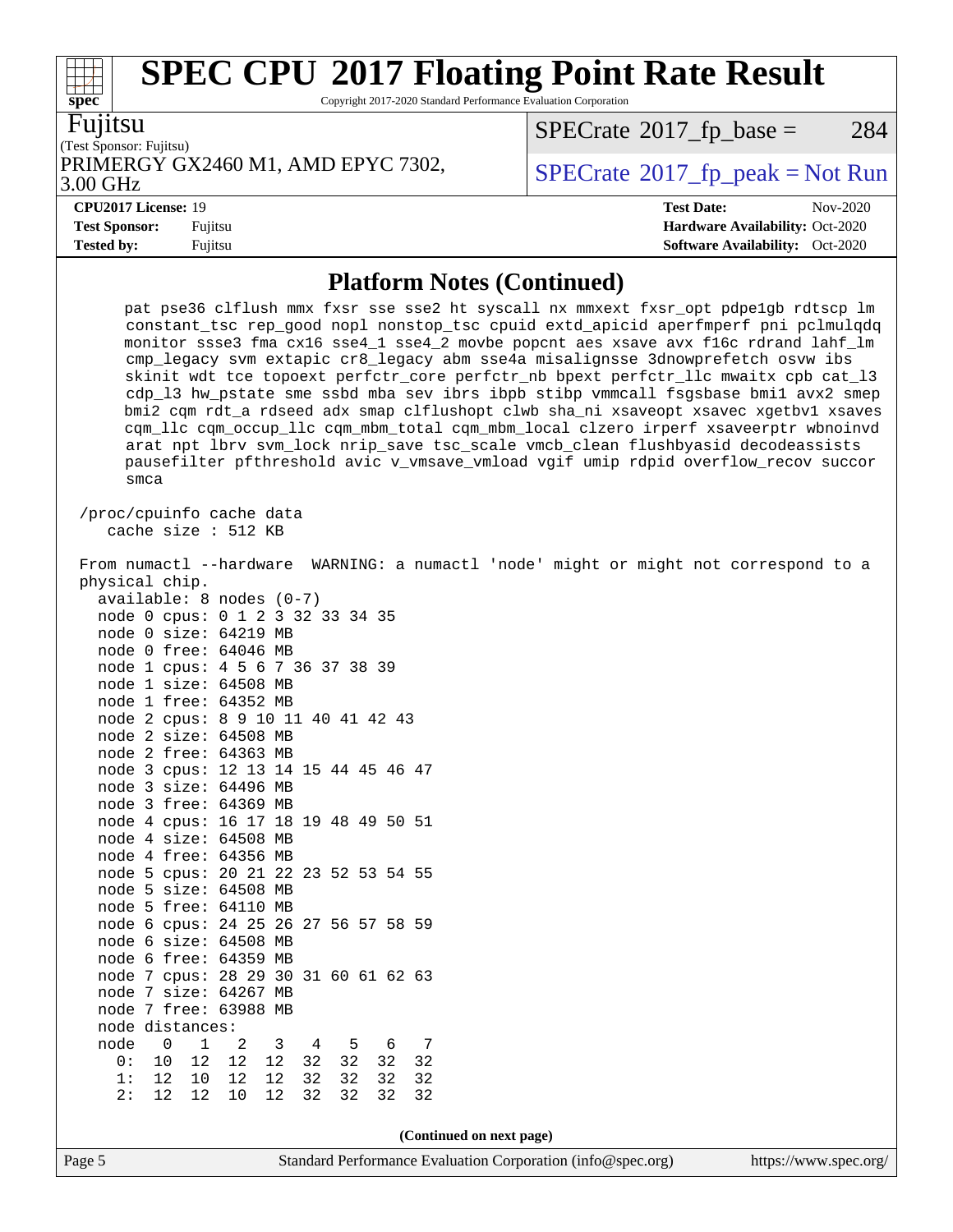## Platform Notes (Continued)

```
    pat pse36 clflush mmx fxsr sse sse2 ht syscall nx mmxext fxsr_opt pdpe1gb rdtscp lm
    constant_tsc rep_good nopl nonstop_tsc cpuid extd_apicid aperfmperf pni pclmulqdq
    monitor ssse3 fma cx16 sse4_1 sse4_2 movbe popcnt aes xsave avx f16c rdrand lahf_lm
    cmp_legacy svm extapic cr8_legacy abm sse4a misalignsse 3dnowprefetch osvw ibs
    skinit wdt tce topoext perfctr_core perfctr_nb bpext perfctr_llc mwaitx cpb cat_l3
    cdp_l3 hw_pstate sme ssbd mba sev ibrs ibpb stibp vmmcall fsgsbase bmi1 avx2 smep
    bmi2 cqm rdt_a rdseed adx smap clflushopt clwb sha_ni xsaveopt xsavec xgetbv1 xsaves
    cqm_llc cqm_occup_llc cqm_mbm_total cqm_mbm_local clzero irperf xsaveerptr wbnoinvd
    arat npt lbrv svm_lock nrip_save tsc_scale vmcb_clean flushbyasid decodeassists
    pausefilter pfthreshold avic v_vmsave_vmload vgif umip rdpid overflow_recov succor
    smca

 /proc/cpuinfo cache data
    cache size : 512 KB

 From numactl --hardware  WARNING: a numactl 'node' might or might not correspond to a
 physical chip.
   available: 8 nodes (0-7)
   node 0 cpus: 0 1 2 3 32 33 34 35
   node 0 size: 64219 MB
   node 0 free: 64046 MB
   node 1 cpus: 4 5 6 7 36 37 38 39
   node 1 size: 64508 MB
   node 1 free: 64352 MB
   node 2 cpus: 8 9 10 11 40 41 42 43
   node 2 size: 64508 MB
   node 2 free: 64363 MB
   node 3 cpus: 12 13 14 15 44 45 46 47
   node 3 size: 64496 MB
   node 3 free: 64369 MB
   node 4 cpus: 16 17 18 19 48 49 50 51
   node 4 size: 64508 MB
   node 4 free: 64356 MB
   node 5 cpus: 20 21 22 23 52 53 54 55
   node 5 size: 64508 MB
   node 5 free: 64110 MB
   node 6 cpus: 24 25 26 27 56 57 58 59
   node 6 size: 64508 MB
   node 6 free: 64359 MB
   node 7 cpus: 28 29 30 31 60 61 62 63
   node 7 size: 64267 MB
   node 7 free: 63988 MB
   node distances:
   node   0   1   2   3   4   5   6   7
     0:  10  12  12  12  32  32  32  32
     1:  12  10  12  12  32  32  32  32
     2:  12  12  10  12  32  32  32  32
```

(Continued on next page)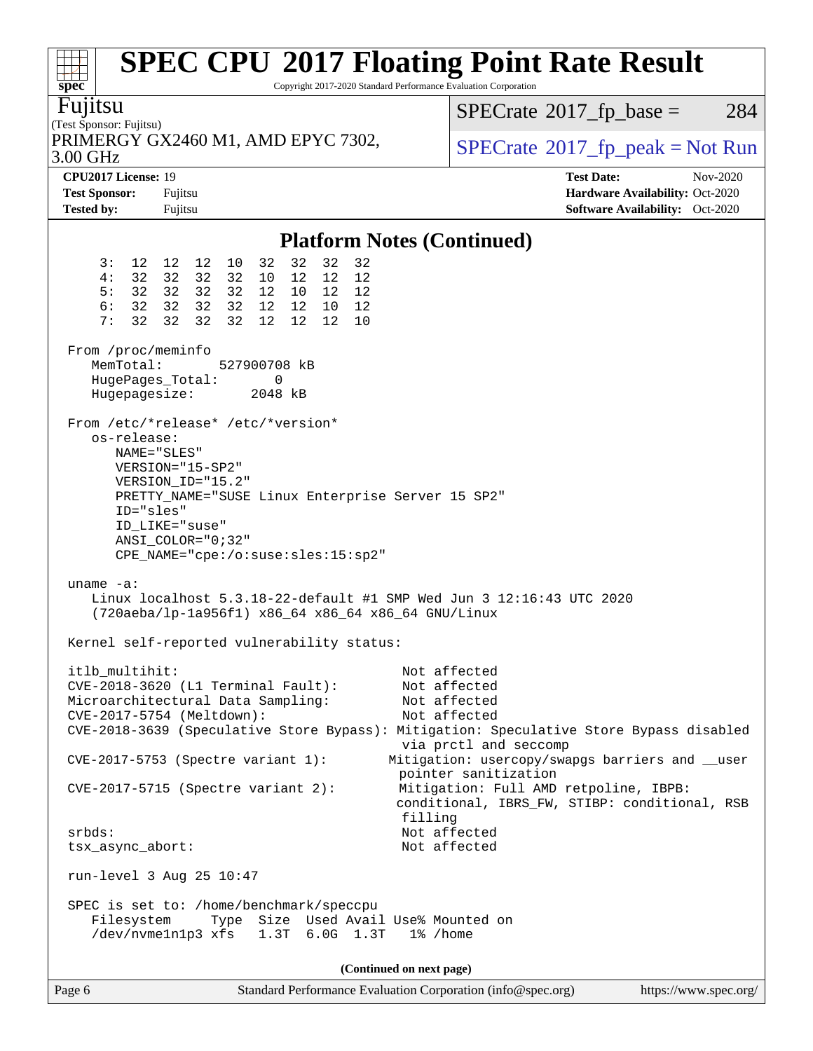# SPEC CPU 2017 Floating Point Rate Result

Copyright 2017-2020 Standard Performance Evaluation Corporation

**Fujitsu**
(Test Sponsor: Fujitsu)
PRIMERGY GX2460 M1, AMD EPYC 7302, 3.00 GHz

SPECrate 2017_fp_base = 284
SPECrate 2017_fp_peak = Not Run

**CPU2017 License:** 19
**Test Sponsor:** Fujitsu
**Tested by:** Fujitsu

**Test Date:** Nov-2020
**Hardware Availability:** Oct-2020
**Software Availability:** Oct-2020

## Platform Notes (Continued)

```
     3:  12  12  12  10  32  32  32  32
     4:  32  32  32  32  10  12  12  12
     5:  32  32  32  32  12  10  12  12
     6:  32  32  32  32  12  12  10  12
     7:  32  32  32  32  12  12  12  10

 From /proc/meminfo
    MemTotal:       527900708 kB
    HugePages_Total:       0
    Hugepagesize:       2048 kB

 From /etc/*release* /etc/*version*
    os-release:
       NAME="SLES"
       VERSION="15-SP2"
       VERSION_ID="15.2"
       PRETTY_NAME="SUSE Linux Enterprise Server 15 SP2"
       ID="sles"
       ID_LIKE="suse"
       ANSI_COLOR="0;32"
       CPE_NAME="cpe:/o:suse:sles:15:sp2"

 uname -a:
    Linux localhost 5.3.18-22-default #1 SMP Wed Jun 3 12:16:43 UTC 2020
    (720aeba/lp-1a956f1) x86_64 x86_64 x86_64 GNU/Linux

 Kernel self-reported vulnerability status:

 itlb_multihit:                                         Not affected
 CVE-2018-3620 (L1 Terminal Fault):                     Not affected
 Microarchitectural Data Sampling:                      Not affected
 CVE-2017-5754 (Meltdown):                              Not affected
 CVE-2018-3639 (Speculative Store Bypass): Mitigation: Speculative Store Bypass disabled
                                                        via prctl and seccomp
 CVE-2017-5753 (Spectre variant 1):                   Mitigation: usercopy/swapgs barriers and __user
                                                        pointer sanitization
 CVE-2017-5715 (Spectre variant 2):                    Mitigation: Full AMD retpoline, IBPB:
                                                        conditional, IBRS_FW, STIBP: conditional, RSB
                                                        filling
 srbds:                                                 Not affected
 tsx_async_abort:                                       Not affected

 run-level 3 Aug 25 10:47

 SPEC is set to: /home/benchmark/speccpu
    Filesystem     Type  Size  Used Avail Use% Mounted on
    /dev/nvme1n1p3 xfs   1.3T  6.0G  1.3T   1% /home
```

(Continued on next page)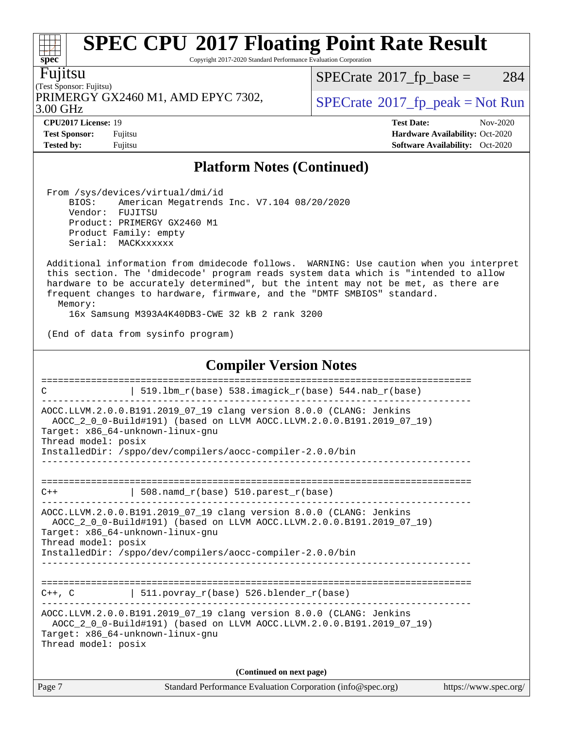# SPEC CPU 2017 Floating Point Rate Result

Copyright 2017-2020 Standard Performance Evaluation Corporation

**Fujitsu**
(Test Sponsor: Fujitsu)
PRIMERGY GX2460 M1, AMD EPYC 7302, 3.00 GHz

SPECrate 2017_fp_base = 284
SPECrate 2017_fp_peak = Not Run

**CPU2017 License:** 19
**Test Sponsor:** Fujitsu
**Tested by:** Fujitsu

**Test Date:** Nov-2020
**Hardware Availability:** Oct-2020
**Software Availability:** Oct-2020

## Platform Notes (Continued)

```
 From /sys/devices/virtual/dmi/id
     BIOS:    American Megatrends Inc. V7.104 08/20/2020
     Vendor:  FUJITSU
     Product: PRIMERGY GX2460 M1
     Product Family: empty
     Serial:  MACKxxxxxx

 Additional information from dmidecode follows.  WARNING: Use caution when you interpret
 this section. The 'dmidecode' program reads system data which is "intended to allow
 hardware to be accurately determined", but the intent may not be met, as there are
 frequent changes to hardware, firmware, and the "DMTF SMBIOS" standard.
   Memory:
     16x Samsung M393A4K40DB3-CWE 32 kB 2 rank 3200

 (End of data from sysinfo program)
```

## Compiler Version Notes

```
==============================================================================
C               | 519.lbm_r(base) 538.imagick_r(base) 544.nab_r(base)
------------------------------------------------------------------------------
AOCC.LLVM.2.0.0.B191.2019_07_19 clang version 8.0.0 (CLANG: Jenkins
  AOCC_2_0_0-Build#191) (based on LLVM AOCC.LLVM.2.0.0.B191.2019_07_19)
Target: x86_64-unknown-linux-gnu
Thread model: posix
InstalledDir: /sppo/dev/compilers/aocc-compiler-2.0.0/bin
------------------------------------------------------------------------------

==============================================================================
C++             | 508.namd_r(base) 510.parest_r(base)
------------------------------------------------------------------------------
AOCC.LLVM.2.0.0.B191.2019_07_19 clang version 8.0.0 (CLANG: Jenkins
  AOCC_2_0_0-Build#191) (based on LLVM AOCC.LLVM.2.0.0.B191.2019_07_19)
Target: x86_64-unknown-linux-gnu
Thread model: posix
InstalledDir: /sppo/dev/compilers/aocc-compiler-2.0.0/bin
------------------------------------------------------------------------------

==============================================================================
C++, C          | 511.povray_r(base) 526.blender_r(base)
------------------------------------------------------------------------------
AOCC.LLVM.2.0.0.B191.2019_07_19 clang version 8.0.0 (CLANG: Jenkins
  AOCC_2_0_0-Build#191) (based on LLVM AOCC.LLVM.2.0.0.B191.2019_07_19)
Target: x86_64-unknown-linux-gnu
Thread model: posix
```

**(Continued on next page)**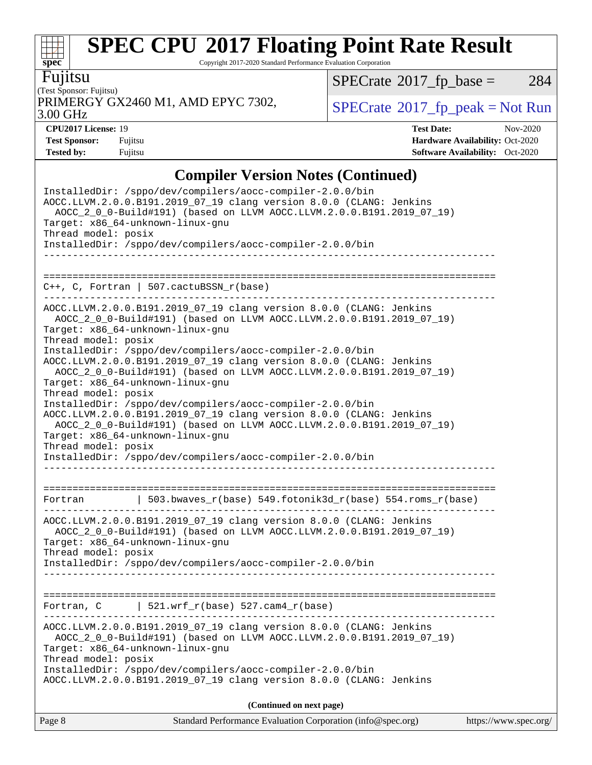## Compiler Version Notes (Continued)

```
InstalledDir: /sppo/dev/compilers/aocc-compiler-2.0.0/bin
AOCC.LLVM.2.0.0.B191.2019_07_19 clang version 8.0.0 (CLANG: Jenkins
  AOCC_2_0_0-Build#191) (based on LLVM AOCC.LLVM.2.0.0.B191.2019_07_19)
Target: x86_64-unknown-linux-gnu
Thread model: posix
InstalledDir: /sppo/dev/compilers/aocc-compiler-2.0.0/bin
------------------------------------------------------------------------------

==============================================================================
C++, C, Fortran | 507.cactuBSSN_r(base)
------------------------------------------------------------------------------
AOCC.LLVM.2.0.0.B191.2019_07_19 clang version 8.0.0 (CLANG: Jenkins
  AOCC_2_0_0-Build#191) (based on LLVM AOCC.LLVM.2.0.0.B191.2019_07_19)
Target: x86_64-unknown-linux-gnu
Thread model: posix
InstalledDir: /sppo/dev/compilers/aocc-compiler-2.0.0/bin
AOCC.LLVM.2.0.0.B191.2019_07_19 clang version 8.0.0 (CLANG: Jenkins
  AOCC_2_0_0-Build#191) (based on LLVM AOCC.LLVM.2.0.0.B191.2019_07_19)
Target: x86_64-unknown-linux-gnu
Thread model: posix
InstalledDir: /sppo/dev/compilers/aocc-compiler-2.0.0/bin
AOCC.LLVM.2.0.0.B191.2019_07_19 clang version 8.0.0 (CLANG: Jenkins
  AOCC_2_0_0-Build#191) (based on LLVM AOCC.LLVM.2.0.0.B191.2019_07_19)
Target: x86_64-unknown-linux-gnu
Thread model: posix
InstalledDir: /sppo/dev/compilers/aocc-compiler-2.0.0/bin
------------------------------------------------------------------------------

==============================================================================
Fortran         | 503.bwaves_r(base) 549.fotonik3d_r(base) 554.roms_r(base)
------------------------------------------------------------------------------
AOCC.LLVM.2.0.0.B191.2019_07_19 clang version 8.0.0 (CLANG: Jenkins
  AOCC_2_0_0-Build#191) (based on LLVM AOCC.LLVM.2.0.0.B191.2019_07_19)
Target: x86_64-unknown-linux-gnu
Thread model: posix
InstalledDir: /sppo/dev/compilers/aocc-compiler-2.0.0/bin
------------------------------------------------------------------------------

==============================================================================
Fortran, C      | 521.wrf_r(base) 527.cam4_r(base)
------------------------------------------------------------------------------
AOCC.LLVM.2.0.0.B191.2019_07_19 clang version 8.0.0 (CLANG: Jenkins
  AOCC_2_0_0-Build#191) (based on LLVM AOCC.LLVM.2.0.0.B191.2019_07_19)
Target: x86_64-unknown-linux-gnu
Thread model: posix
InstalledDir: /sppo/dev/compilers/aocc-compiler-2.0.0/bin
AOCC.LLVM.2.0.0.B191.2019_07_19 clang version 8.0.0 (CLANG: Jenkins
```

**(Continued on next page)**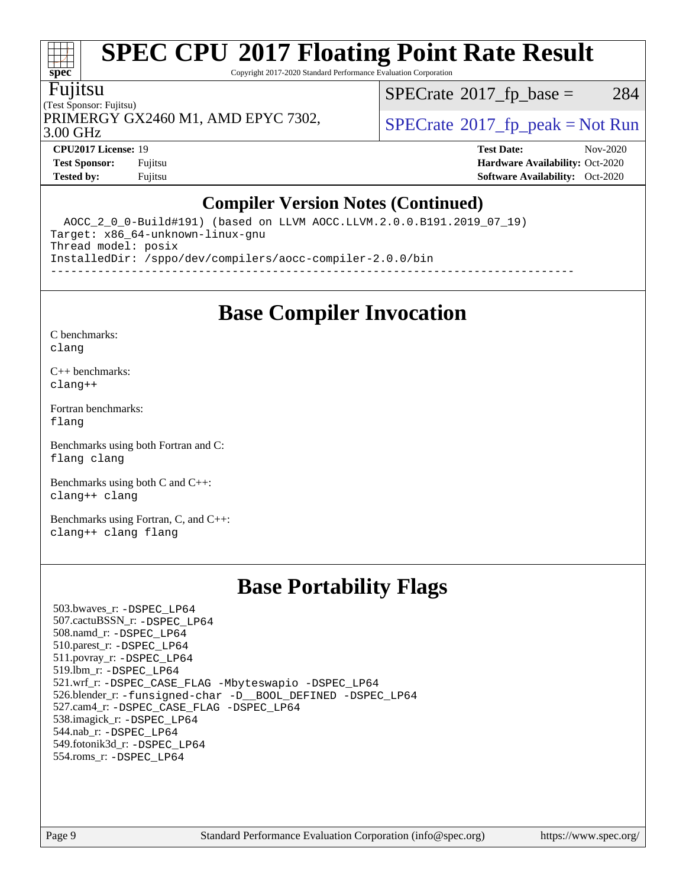# SPEC CPU 2017 Floating Point Rate Result

Copyright 2017-2020 Standard Performance Evaluation Corporation

**Fujitsu**
(Test Sponsor: Fujitsu)
PRIMERGY GX2460 M1, AMD EPYC 7302, 3.00 GHz

SPECrate 2017_fp_base = 284

SPECrate 2017_fp_peak = Not Run

| | | | |
|---|---|---|---|
| **CPU2017 License:** | 19 | **Test Date:** | Nov-2020 |
| **Test Sponsor:** | Fujitsu | **Hardware Availability:** | Oct-2020 |
| **Tested by:** | Fujitsu | **Software Availability:** | Oct-2020 |

## Compiler Version Notes (Continued)

```
  AOCC_2_0_0-Build#191) (based on LLVM AOCC.LLVM.2.0.0.B191.2019_07_19)
Target: x86_64-unknown-linux-gnu
Thread model: posix
InstalledDir: /sppo/dev/compilers/aocc-compiler-2.0.0/bin
------------------------------------------------------------------------------
```

## Base Compiler Invocation

C benchmarks:
`clang`

C++ benchmarks:
`clang++`

Fortran benchmarks:
`flang`

Benchmarks using both Fortran and C:
`flang clang`

Benchmarks using both C and C++:
`clang++ clang`

Benchmarks using Fortran, C, and C++:
`clang++ clang flang`

## Base Portability Flags

503.bwaves_r: `-DSPEC_LP64`
507.cactuBSSN_r: `-DSPEC_LP64`
508.namd_r: `-DSPEC_LP64`
510.parest_r: `-DSPEC_LP64`
511.povray_r: `-DSPEC_LP64`
519.lbm_r: `-DSPEC_LP64`
521.wrf_r: `-DSPEC_CASE_FLAG -Mbyteswapio -DSPEC_LP64`
526.blender_r: `-funsigned-char -D__BOOL_DEFINED -DSPEC_LP64`
527.cam4_r: `-DSPEC_CASE_FLAG -DSPEC_LP64`
538.imagick_r: `-DSPEC_LP64`
544.nab_r: `-DSPEC_LP64`
549.fotonik3d_r: `-DSPEC_LP64`
554.roms_r: `-DSPEC_LP64`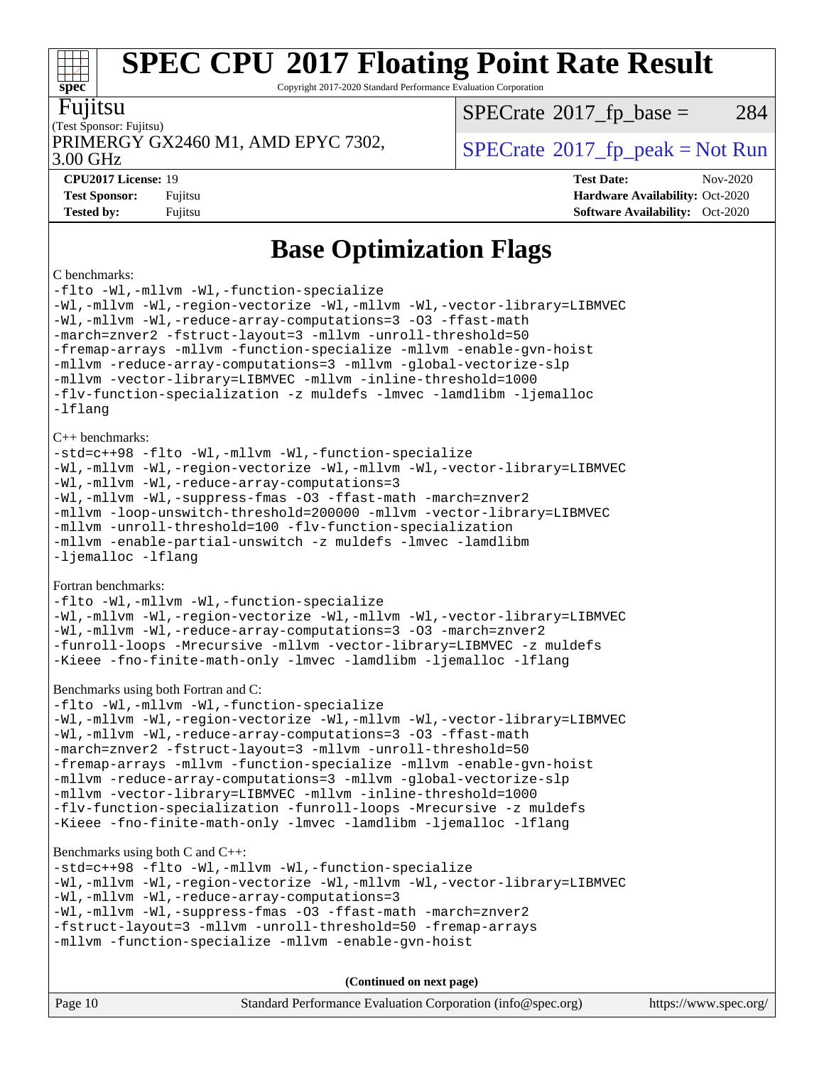# SPEC CPU 2017 Floating Point Rate Result

Copyright 2017-2020 Standard Performance Evaluation Corporation

Fujitsu

(Test Sponsor: Fujitsu)

PRIMERGY GX2460 M1, AMD EPYC 7302, 3.00 GHz

SPECrate 2017_fp_base = 284

SPECrate 2017_fp_peak = Not Run

**CPU2017 License:** 19
**Test Sponsor:** Fujitsu
**Tested by:** Fujitsu

**Test Date:** Nov-2020
**Hardware Availability:** Oct-2020
**Software Availability:** Oct-2020

## Base Optimization Flags

C benchmarks:

```
-flto -Wl,-mllvm -Wl,-function-specialize
-Wl,-mllvm -Wl,-region-vectorize -Wl,-mllvm -Wl,-vector-library=LIBMVEC
-Wl,-mllvm -Wl,-reduce-array-computations=3 -O3 -ffast-math
-march=znver2 -fstruct-layout=3 -mllvm -unroll-threshold=50
-fremap-arrays -mllvm -function-specialize -mllvm -enable-gvn-hoist
-mllvm -reduce-array-computations=3 -mllvm -global-vectorize-slp
-mllvm -vector-library=LIBMVEC -mllvm -inline-threshold=1000
-flv-function-specialization -z muldefs -lmvec -lamdlibm -ljemalloc
-lflang
```

C++ benchmarks:

```
-std=c++98 -flto -Wl,-mllvm -Wl,-function-specialize
-Wl,-mllvm -Wl,-region-vectorize -Wl,-mllvm -Wl,-vector-library=LIBMVEC
-Wl,-mllvm -Wl,-reduce-array-computations=3
-Wl,-mllvm -Wl,-suppress-fmas -O3 -ffast-math -march=znver2
-mllvm -loop-unswitch-threshold=200000 -mllvm -vector-library=LIBMVEC
-mllvm -unroll-threshold=100 -flv-function-specialization
-mllvm -enable-partial-unswitch -z muldefs -lmvec -lamdlibm
-ljemalloc -lflang
```

Fortran benchmarks:

```
-flto -Wl,-mllvm -Wl,-function-specialize
-Wl,-mllvm -Wl,-region-vectorize -Wl,-mllvm -Wl,-vector-library=LIBMVEC
-Wl,-mllvm -Wl,-reduce-array-computations=3 -O3 -march=znver2
-funroll-loops -Mrecursive -mllvm -vector-library=LIBMVEC -z muldefs
-Kieee -fno-finite-math-only -lmvec -lamdlibm -ljemalloc -lflang
```

Benchmarks using both Fortran and C:

```
-flto -Wl,-mllvm -Wl,-function-specialize
-Wl,-mllvm -Wl,-region-vectorize -Wl,-mllvm -Wl,-vector-library=LIBMVEC
-Wl,-mllvm -Wl,-reduce-array-computations=3 -O3 -ffast-math
-march=znver2 -fstruct-layout=3 -mllvm -unroll-threshold=50
-fremap-arrays -mllvm -function-specialize -mllvm -enable-gvn-hoist
-mllvm -reduce-array-computations=3 -mllvm -global-vectorize-slp
-mllvm -vector-library=LIBMVEC -mllvm -inline-threshold=1000
-flv-function-specialization -funroll-loops -Mrecursive -z muldefs
-Kieee -fno-finite-math-only -lmvec -lamdlibm -ljemalloc -lflang
```

Benchmarks using both C and C++:

```
-std=c++98 -flto -Wl,-mllvm -Wl,-function-specialize
-Wl,-mllvm -Wl,-region-vectorize -Wl,-mllvm -Wl,-vector-library=LIBMVEC
-Wl,-mllvm -Wl,-reduce-array-computations=3
-Wl,-mllvm -Wl,-suppress-fmas -O3 -ffast-math -march=znver2
-fstruct-layout=3 -mllvm -unroll-threshold=50 -fremap-arrays
-mllvm -function-specialize -mllvm -enable-gvn-hoist
```

**(Continued on next page)**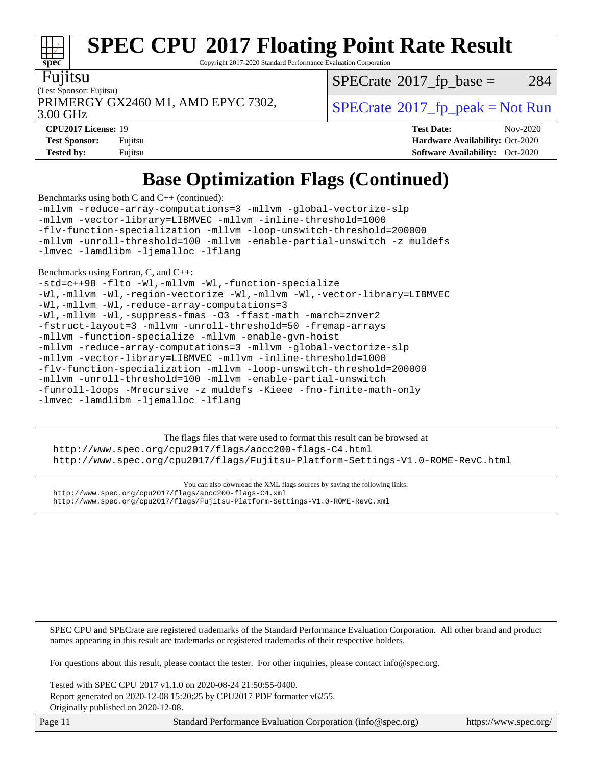# SPEC CPU 2017 Floating Point Rate Result

Copyright 2017-2020 Standard Performance Evaluation Corporation

Fujitsu
(Test Sponsor: Fujitsu)
PRIMERGY GX2460 M1, AMD EPYC 7302, 3.00 GHz

SPECrate 2017_fp_base = 284

SPECrate 2017_fp_peak = Not Run

**CPU2017 License:** 19
**Test Sponsor:** Fujitsu
**Tested by:** Fujitsu

**Test Date:** Nov-2020
**Hardware Availability:** Oct-2020
**Software Availability:** Oct-2020

## Base Optimization Flags (Continued)

Benchmarks using both C and C++ (continued):

```
-mllvm -reduce-array-computations=3 -mllvm -global-vectorize-slp
-mllvm -vector-library=LIBMVEC -mllvm -inline-threshold=1000
-flv-function-specialization -mllvm -loop-unswitch-threshold=200000
-mllvm -unroll-threshold=100 -mllvm -enable-partial-unswitch -z muldefs
-lmvec -lamdlibm -ljemalloc -lflang
```

Benchmarks using Fortran, C, and C++:

```
-std=c++98 -flto -Wl,-mllvm -Wl,-function-specialize
-Wl,-mllvm -Wl,-region-vectorize -Wl,-mllvm -Wl,-vector-library=LIBMVEC
-Wl,-mllvm -Wl,-reduce-array-computations=3
-Wl,-mllvm -Wl,-suppress-fmas -O3 -ffast-math -march=znver2
-fstruct-layout=3 -mllvm -unroll-threshold=50 -fremap-arrays
-mllvm -function-specialize -mllvm -enable-gvn-hoist
-mllvm -reduce-array-computations=3 -mllvm -global-vectorize-slp
-mllvm -vector-library=LIBMVEC -mllvm -inline-threshold=1000
-flv-function-specialization -mllvm -loop-unswitch-threshold=200000
-mllvm -unroll-threshold=100 -mllvm -enable-partial-unswitch
-funroll-loops -Mrecursive -z muldefs -Kieee -fno-finite-math-only
-lmvec -lamdlibm -ljemalloc -lflang
```

The flags files that were used to format this result can be browsed at
http://www.spec.org/cpu2017/flags/aocc200-flags-C4.html
http://www.spec.org/cpu2017/flags/Fujitsu-Platform-Settings-V1.0-ROME-RevC.html

You can also download the XML flags sources by saving the following links:
http://www.spec.org/cpu2017/flags/aocc200-flags-C4.xml
http://www.spec.org/cpu2017/flags/Fujitsu-Platform-Settings-V1.0-ROME-RevC.xml

SPEC CPU and SPECrate are registered trademarks of the Standard Performance Evaluation Corporation. All other brand and product names appearing in this result are trademarks or registered trademarks of their respective holders.

For questions about this result, please contact the tester. For other inquiries, please contact info@spec.org.

Tested with SPEC CPU 2017 v1.1.0 on 2020-08-24 21:50:55-0400.
Report generated on 2020-12-08 15:20:25 by CPU2017 PDF formatter v6255.
Originally published on 2020-12-08.